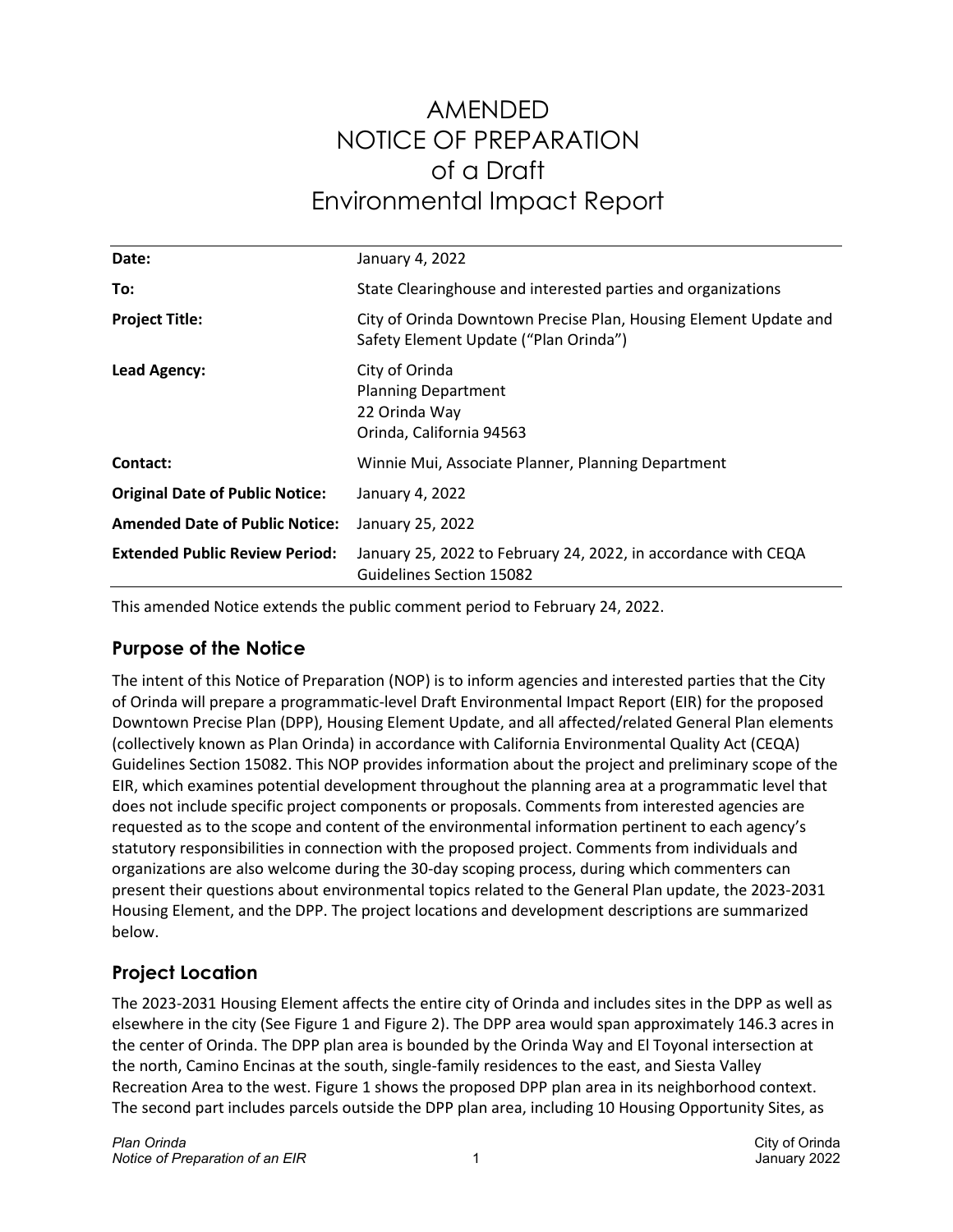# AMENDED NOTICE OF PREPARATION of a Draft Environmental Impact Report

| | |
|---|---|
| **Date:** | January 4, 2022 |
| **To:** | State Clearinghouse and interested parties and organizations |
| **Project Title:** | City of Orinda Downtown Precise Plan, Housing Element Update and Safety Element Update ("Plan Orinda") |
| **Lead Agency:** | City of Orinda<br>Planning Department<br>22 Orinda Way<br>Orinda, California 94563 |
| **Contact:** | Winnie Mui, Associate Planner, Planning Department |
| **Original Date of Public Notice:** | January 4, 2022 |
| **Amended Date of Public Notice:** | January 25, 2022 |
| **Extended Public Review Period:** | January 25, 2022 to February 24, 2022, in accordance with CEQA Guidelines Section 15082 |

This amended Notice extends the public comment period to February 24, 2022.

## Purpose of the Notice

The intent of this Notice of Preparation (NOP) is to inform agencies and interested parties that the City of Orinda will prepare a programmatic-level Draft Environmental Impact Report (EIR) for the proposed Downtown Precise Plan (DPP), Housing Element Update, and all affected/related General Plan elements (collectively known as Plan Orinda) in accordance with California Environmental Quality Act (CEQA) Guidelines Section 15082. This NOP provides information about the project and preliminary scope of the EIR, which examines potential development throughout the planning area at a programmatic level that does not include specific project components or proposals. Comments from interested agencies are requested as to the scope and content of the environmental information pertinent to each agency's statutory responsibilities in connection with the proposed project. Comments from individuals and organizations are also welcome during the 30-day scoping process, during which commenters can present their questions about environmental topics related to the General Plan update, the 2023-2031 Housing Element, and the DPP. The project locations and development descriptions are summarized below.

## Project Location

The 2023-2031 Housing Element affects the entire city of Orinda and includes sites in the DPP as well as elsewhere in the city (See Figure 1 and Figure 2). The DPP area would span approximately 146.3 acres in the center of Orinda. The DPP plan area is bounded by the Orinda Way and El Toyonal intersection at the north, Camino Encinas at the south, single-family residences to the east, and Siesta Valley Recreation Area to the west. Figure 1 shows the proposed DPP plan area in its neighborhood context. The second part includes parcels outside the DPP plan area, including 10 Housing Opportunity Sites, as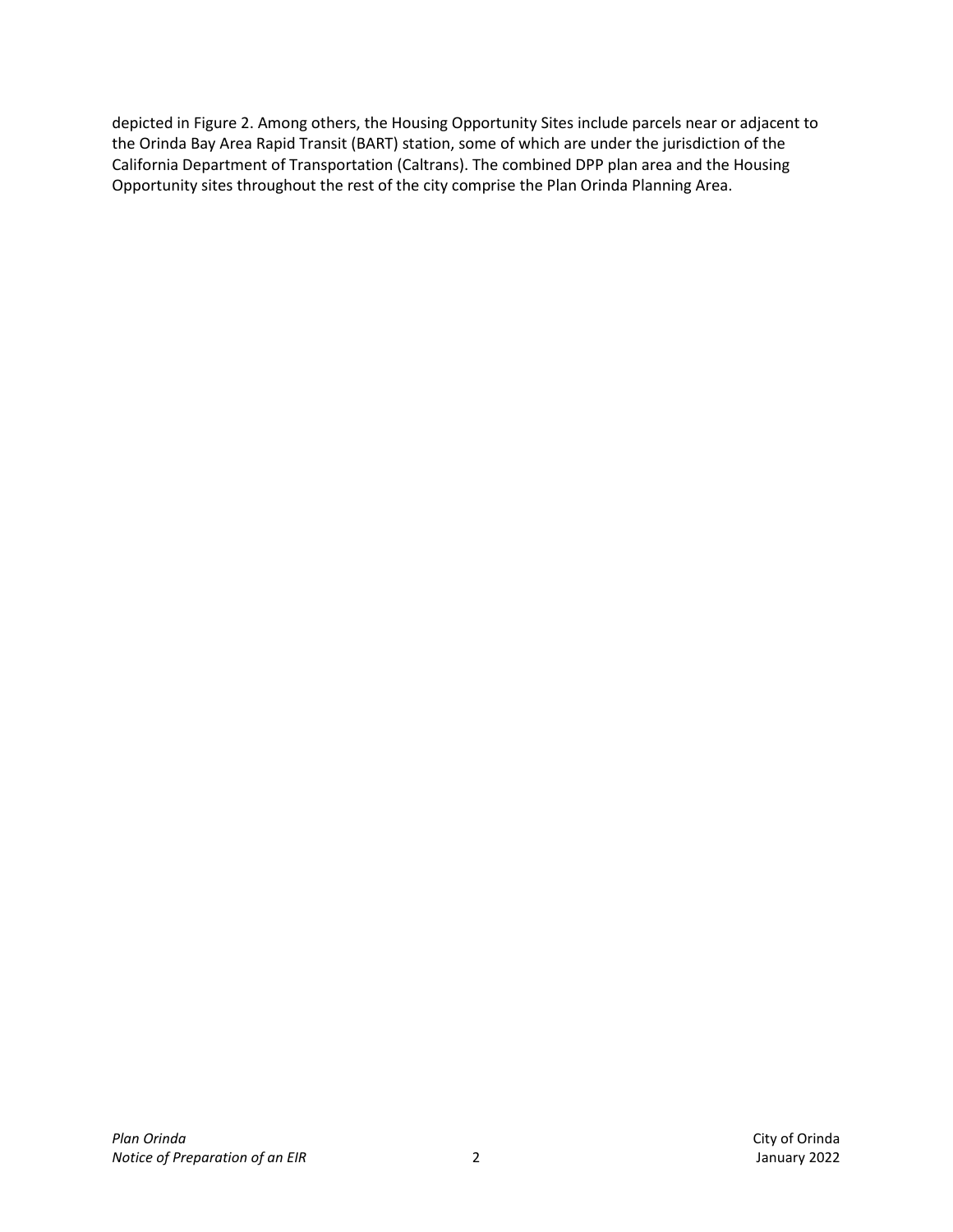depicted in Figure 2. Among others, the Housing Opportunity Sites include parcels near or adjacent to the Orinda Bay Area Rapid Transit (BART) station, some of which are under the jurisdiction of the California Department of Transportation (Caltrans). The combined DPP plan area and the Housing Opportunity sites throughout the rest of the city comprise the Plan Orinda Planning Area.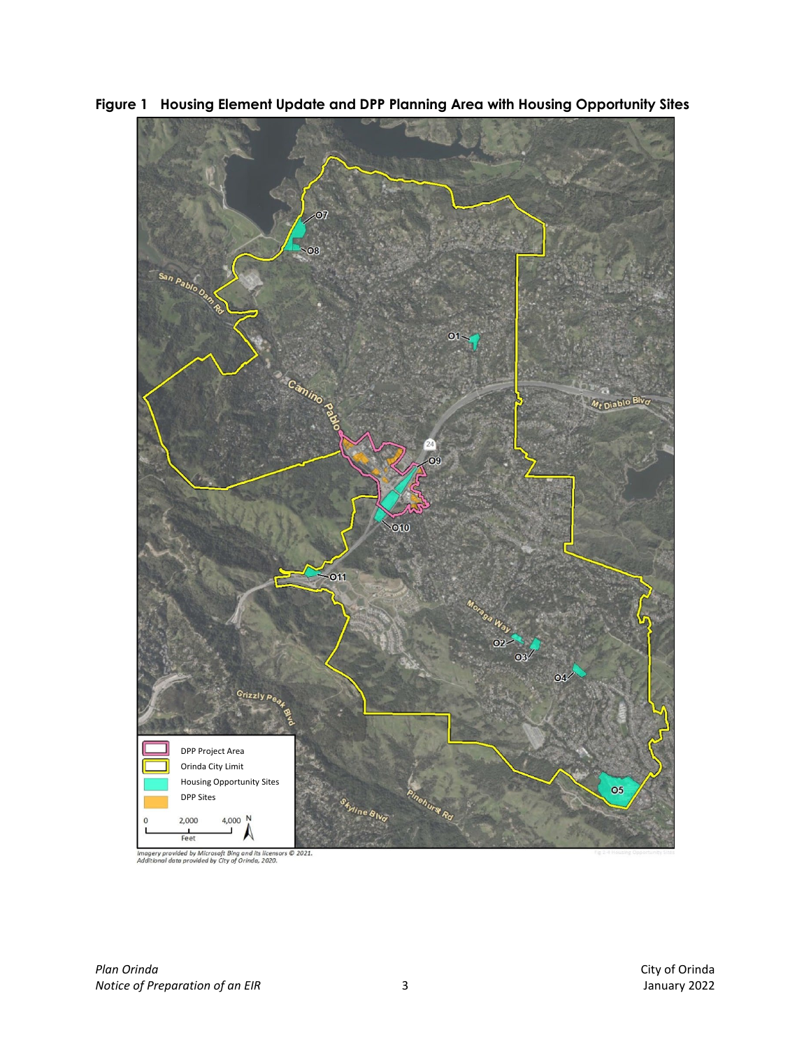**Figure 1 Housing Element Update and DPP Planning Area with Housing Opportunity Sites**

Imagery provided by Microsoft Bing and its licensors © 2021.
Additional data provided by City of Orinda, 2020.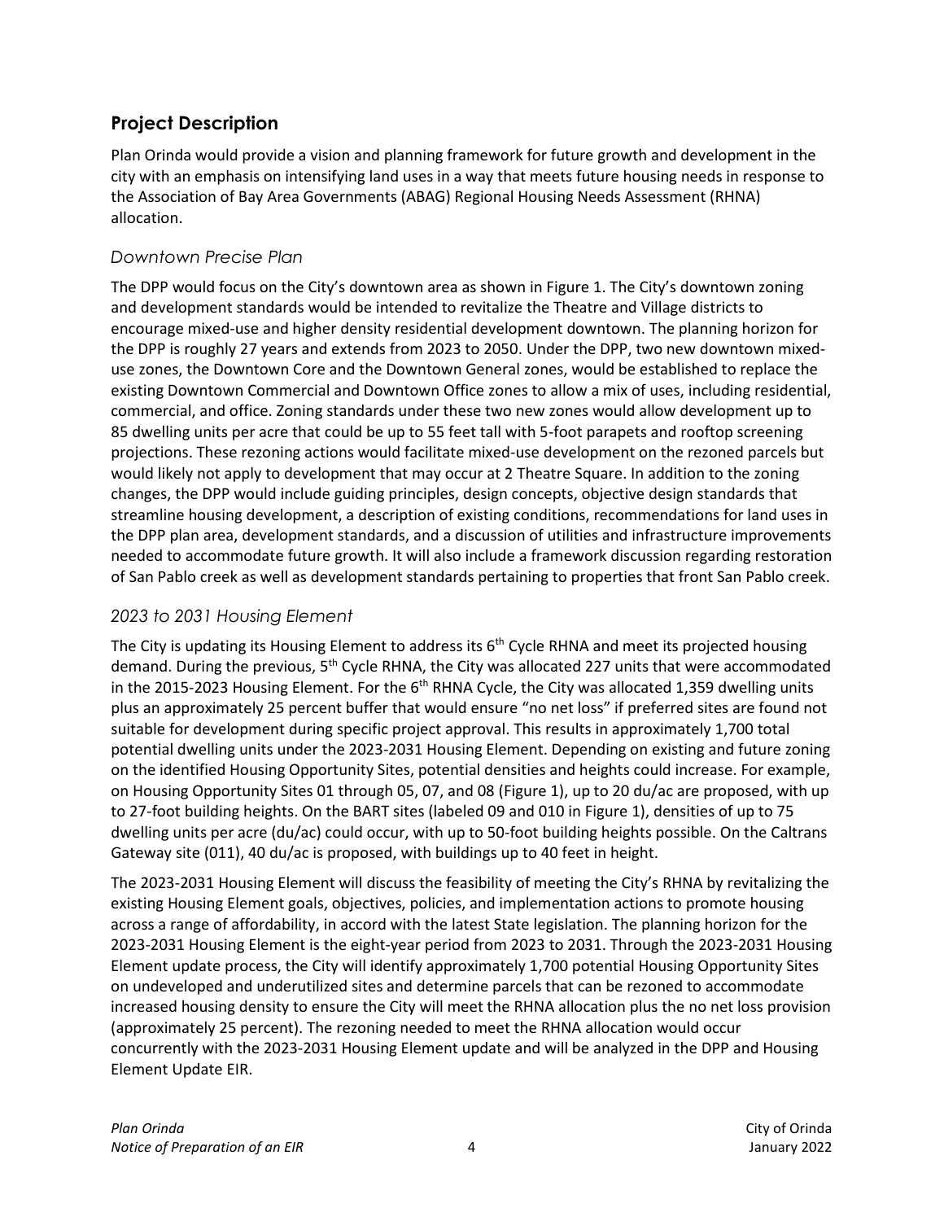## Project Description

Plan Orinda would provide a vision and planning framework for future growth and development in the city with an emphasis on intensifying land uses in a way that meets future housing needs in response to the Association of Bay Area Governments (ABAG) Regional Housing Needs Assessment (RHNA) allocation.

### *Downtown Precise Plan*

The DPP would focus on the City's downtown area as shown in Figure 1. The City's downtown zoning and development standards would be intended to revitalize the Theatre and Village districts to encourage mixed-use and higher density residential development downtown. The planning horizon for the DPP is roughly 27 years and extends from 2023 to 2050. Under the DPP, two new downtown mixed-use zones, the Downtown Core and the Downtown General zones, would be established to replace the existing Downtown Commercial and Downtown Office zones to allow a mix of uses, including residential, commercial, and office. Zoning standards under these two new zones would allow development up to 85 dwelling units per acre that could be up to 55 feet tall with 5-foot parapets and rooftop screening projections. These rezoning actions would facilitate mixed-use development on the rezoned parcels but would likely not apply to development that may occur at 2 Theatre Square. In addition to the zoning changes, the DPP would include guiding principles, design concepts, objective design standards that streamline housing development, a description of existing conditions, recommendations for land uses in the DPP plan area, development standards, and a discussion of utilities and infrastructure improvements needed to accommodate future growth. It will also include a framework discussion regarding restoration of San Pablo creek as well as development standards pertaining to properties that front San Pablo creek.

### *2023 to 2031 Housing Element*

The City is updating its Housing Element to address its 6th Cycle RHNA and meet its projected housing demand. During the previous, 5th Cycle RHNA, the City was allocated 227 units that were accommodated in the 2015-2023 Housing Element. For the 6th RHNA Cycle, the City was allocated 1,359 dwelling units plus an approximately 25 percent buffer that would ensure "no net loss" if preferred sites are found not suitable for development during specific project approval. This results in approximately 1,700 total potential dwelling units under the 2023-2031 Housing Element. Depending on existing and future zoning on the identified Housing Opportunity Sites, potential densities and heights could increase. For example, on Housing Opportunity Sites 01 through 05, 07, and 08 (Figure 1), up to 20 du/ac are proposed, with up to 27-foot building heights. On the BART sites (labeled 09 and 010 in Figure 1), densities of up to 75 dwelling units per acre (du/ac) could occur, with up to 50-foot building heights possible. On the Caltrans Gateway site (011), 40 du/ac is proposed, with buildings up to 40 feet in height.

The 2023-2031 Housing Element will discuss the feasibility of meeting the City's RHNA by revitalizing the existing Housing Element goals, objectives, policies, and implementation actions to promote housing across a range of affordability, in accord with the latest State legislation. The planning horizon for the 2023-2031 Housing Element is the eight-year period from 2023 to 2031. Through the 2023-2031 Housing Element update process, the City will identify approximately 1,700 potential Housing Opportunity Sites on undeveloped and underutilized sites and determine parcels that can be rezoned to accommodate increased housing density to ensure the City will meet the RHNA allocation plus the no net loss provision (approximately 25 percent). The rezoning needed to meet the RHNA allocation would occur concurrently with the 2023-2031 Housing Element update and will be analyzed in the DPP and Housing Element Update EIR.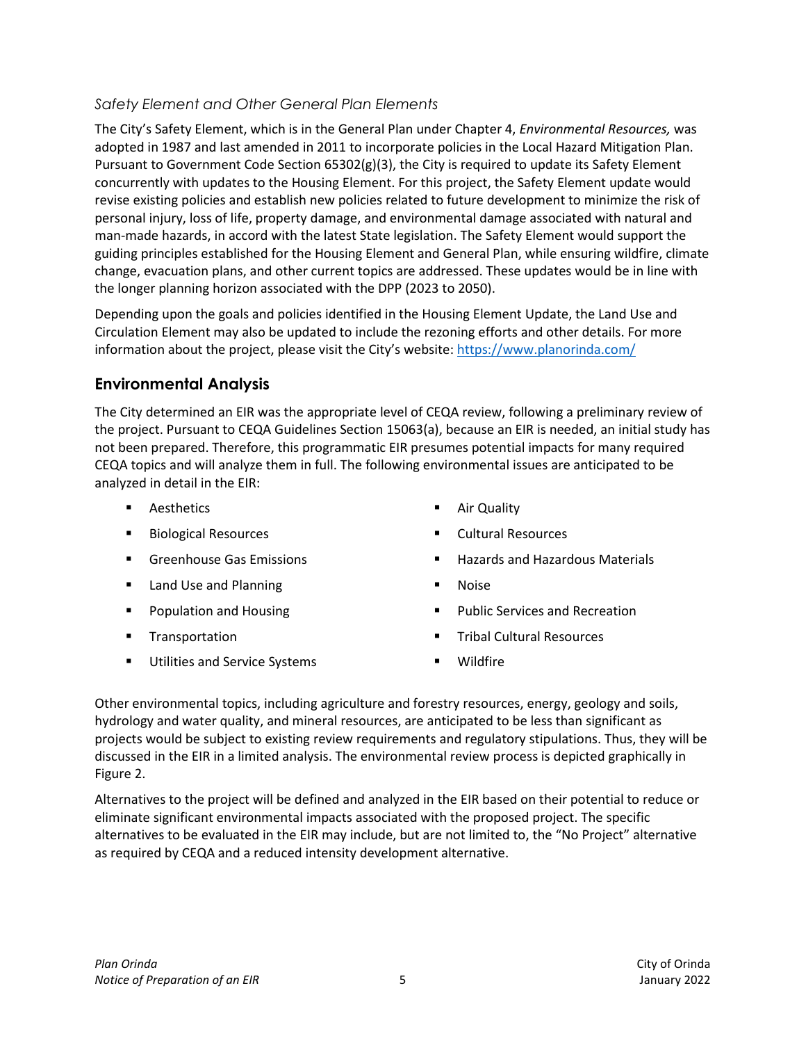### *Safety Element and Other General Plan Elements*

The City's Safety Element, which is in the General Plan under Chapter 4, *Environmental Resources,* was adopted in 1987 and last amended in 2011 to incorporate policies in the Local Hazard Mitigation Plan. Pursuant to Government Code Section 65302(g)(3), the City is required to update its Safety Element concurrently with updates to the Housing Element. For this project, the Safety Element update would revise existing policies and establish new policies related to future development to minimize the risk of personal injury, loss of life, property damage, and environmental damage associated with natural and man-made hazards, in accord with the latest State legislation. The Safety Element would support the guiding principles established for the Housing Element and General Plan, while ensuring wildfire, climate change, evacuation plans, and other current topics are addressed. These updates would be in line with the longer planning horizon associated with the DPP (2023 to 2050).

Depending upon the goals and policies identified in the Housing Element Update, the Land Use and Circulation Element may also be updated to include the rezoning efforts and other details. For more information about the project, please visit the City's website: https://www.planorinda.com/

## Environmental Analysis

The City determined an EIR was the appropriate level of CEQA review, following a preliminary review of the project. Pursuant to CEQA Guidelines Section 15063(a), because an EIR is needed, an initial study has not been prepared. Therefore, this programmatic EIR presumes potential impacts for many required CEQA topics and will analyze them in full. The following environmental issues are anticipated to be analyzed in detail in the EIR:

- Aesthetics
- Air Quality
- Biological Resources
- Cultural Resources
- Greenhouse Gas Emissions
- Hazards and Hazardous Materials
- Land Use and Planning
- Noise
- Population and Housing
- Public Services and Recreation
- Transportation
- Tribal Cultural Resources
- Utilities and Service Systems
- Wildfire

Other environmental topics, including agriculture and forestry resources, energy, geology and soils, hydrology and water quality, and mineral resources, are anticipated to be less than significant as projects would be subject to existing review requirements and regulatory stipulations. Thus, they will be discussed in the EIR in a limited analysis. The environmental review process is depicted graphically in Figure 2.

Alternatives to the project will be defined and analyzed in the EIR based on their potential to reduce or eliminate significant environmental impacts associated with the proposed project. The specific alternatives to be evaluated in the EIR may include, but are not limited to, the "No Project" alternative as required by CEQA and a reduced intensity development alternative.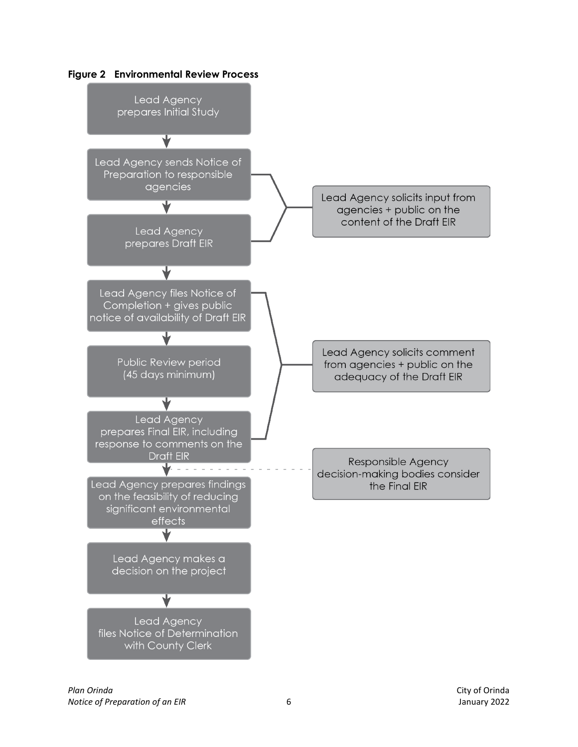**Figure 2 Environmental Review Process**

1. Lead Agency prepares Initial Study
2. Lead Agency sends Notice of Preparation to responsible agencies
3. Lead Agency prepares Draft EIR
4. Lead Agency files Notice of Completion + gives public notice of availability of Draft EIR
5. Public Review period (45 days minimum)
6. Lead Agency prepares Final EIR, including response to comments on the Draft EIR
7. Lead Agency prepares findings on the feasibility of reducing significant environmental effects
8. Lead Agency makes a decision on the project
9. Lead Agency files Notice of Determination with County Clerk

Steps 2–3: Lead Agency solicits input from agencies + public on the content of the Draft EIR

Steps 4–6: Lead Agency solicits comment from agencies + public on the adequacy of the Draft EIR

Between steps 6 and 7: Responsible Agency decision-making bodies consider the Final EIR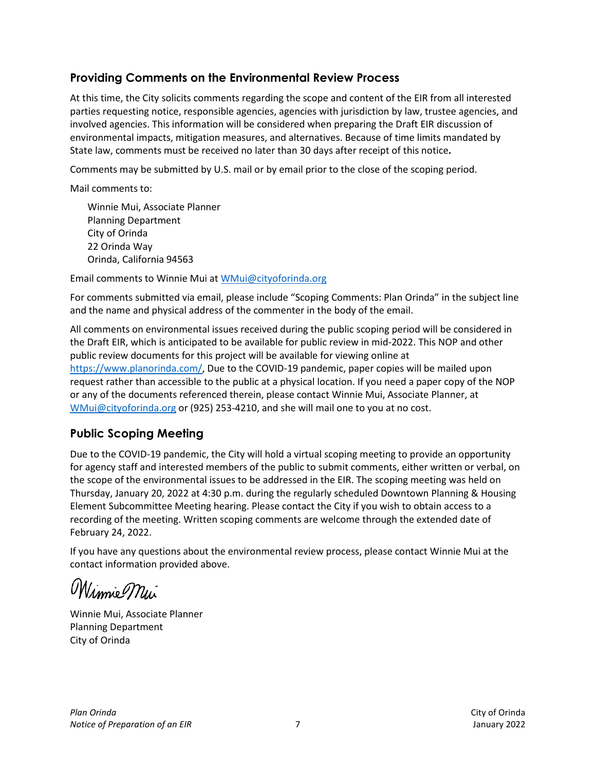## Providing Comments on the Environmental Review Process

At this time, the City solicits comments regarding the scope and content of the EIR from all interested parties requesting notice, responsible agencies, agencies with jurisdiction by law, trustee agencies, and involved agencies. This information will be considered when preparing the Draft EIR discussion of environmental impacts, mitigation measures, and alternatives. Because of time limits mandated by State law, comments must be received no later than 30 days after receipt of this notice**.**

Comments may be submitted by U.S. mail or by email prior to the close of the scoping period.

Mail comments to:

Winnie Mui, Associate Planner
Planning Department
City of Orinda
22 Orinda Way
Orinda, California 94563

Email comments to Winnie Mui at WMui@cityoforinda.org

For comments submitted via email, please include "Scoping Comments: Plan Orinda" in the subject line and the name and physical address of the commenter in the body of the email.

All comments on environmental issues received during the public scoping period will be considered in the Draft EIR, which is anticipated to be available for public review in mid-2022. This NOP and other public review documents for this project will be available for viewing online at https://www.planorinda.com/, Due to the COVID-19 pandemic, paper copies will be mailed upon request rather than accessible to the public at a physical location. If you need a paper copy of the NOP or any of the documents referenced therein, please contact Winnie Mui, Associate Planner, at WMui@cityoforinda.org or (925) 253-4210, and she will mail one to you at no cost.

## Public Scoping Meeting

Due to the COVID-19 pandemic, the City will hold a virtual scoping meeting to provide an opportunity for agency staff and interested members of the public to submit comments, either written or verbal, on the scope of the environmental issues to be addressed in the EIR. The scoping meeting was held on Thursday, January 20, 2022 at 4:30 p.m. during the regularly scheduled Downtown Planning & Housing Element Subcommittee Meeting hearing. Please contact the City if you wish to obtain access to a recording of the meeting. Written scoping comments are welcome through the extended date of February 24, 2022.

If you have any questions about the environmental review process, please contact Winnie Mui at the contact information provided above.

Winnie Mui

Winnie Mui, Associate Planner
Planning Department
City of Orinda